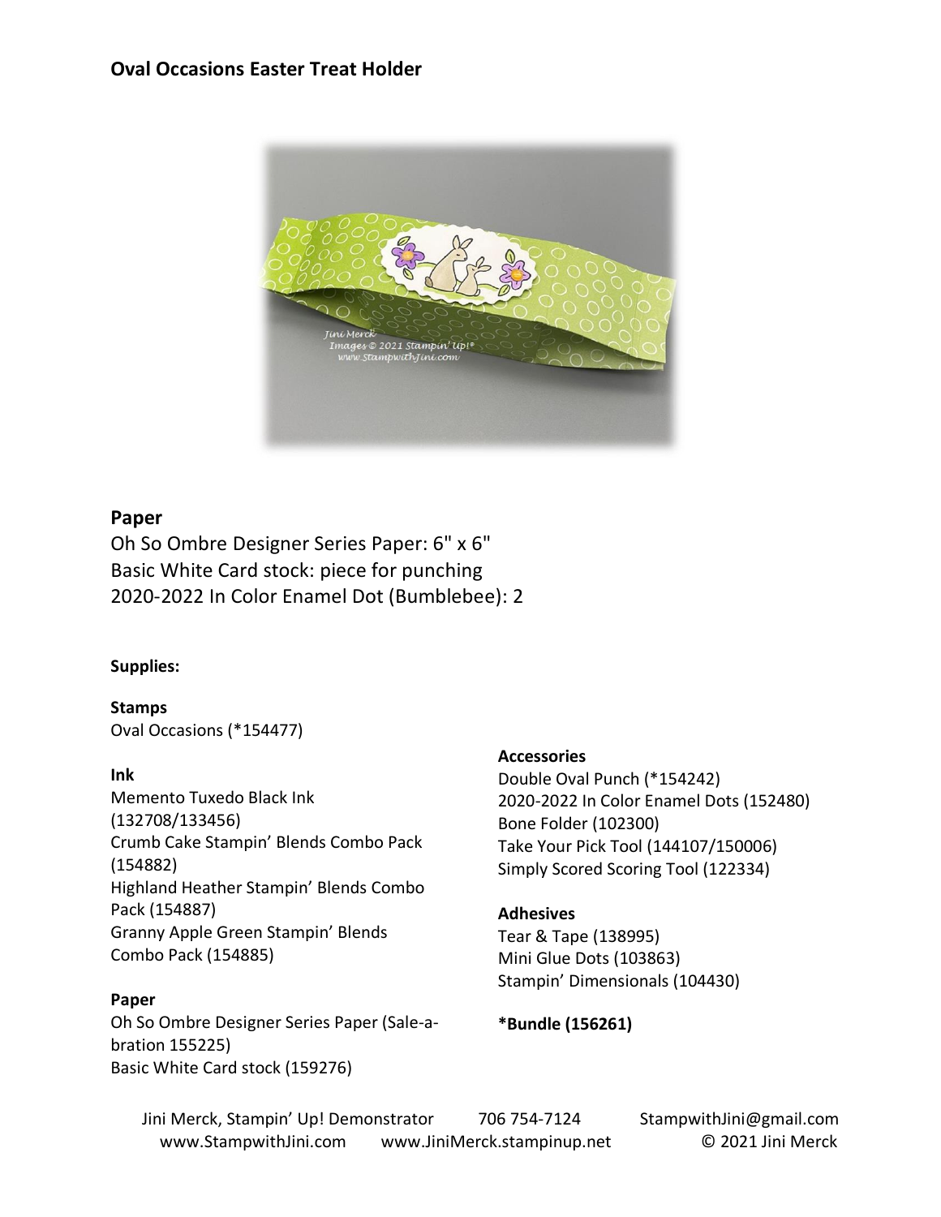**Oval Occasions Easter Treat Holder**

## Paper

Oh So Ombre Designer Series Paper: 6" x 6"
Basic White Card stock: piece for punching
2020-2022 In Color Enamel Dot (Bumblebee): 2

**Supplies:**

**Stamps**
Oval Occasions (*154477)

**Ink**
Memento Tuxedo Black Ink (132708/133456)
Crumb Cake Stampin' Blends Combo Pack (154882)
Highland Heather Stampin' Blends Combo Pack (154887)
Granny Apple Green Stampin' Blends Combo Pack (154885)

**Paper**
Oh So Ombre Designer Series Paper (Sale-a-bration 155225)
Basic White Card stock (159276)

**Accessories**
Double Oval Punch (*154242)
2020-2022 In Color Enamel Dots (152480)
Bone Folder (102300)
Take Your Pick Tool (144107/150006)
Simply Scored Scoring Tool (122334)

**Adhesives**
Tear & Tape (138995)
Mini Glue Dots (103863)
Stampin' Dimensionals (104430)

***Bundle (156261)**

Jini Merck, Stampin' Up! Demonstrator 706 754-7124 StampwithJini@gmail.com
www.StampwithJini.com www.JiniMerck.stampinup.net © 2021 Jini Merck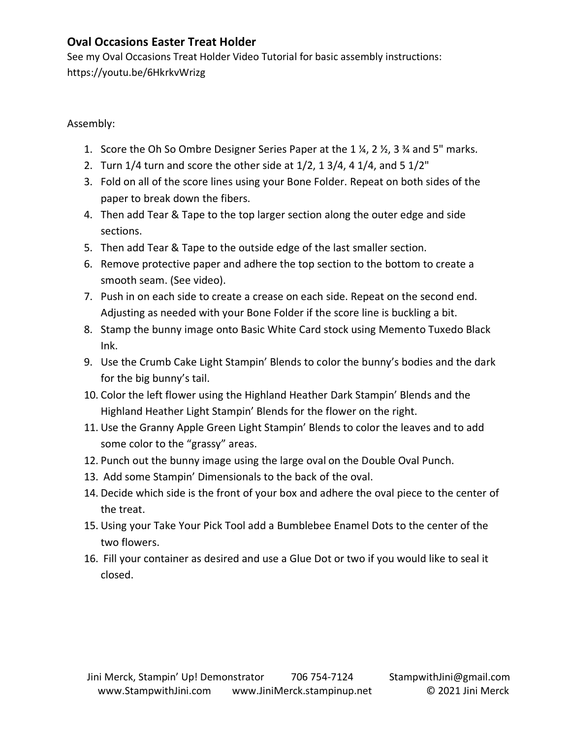## Oval Occasions Easter Treat Holder

See my Oval Occasions Treat Holder Video Tutorial for basic assembly instructions:
https://youtu.be/6HkrkvWrizg

Assembly:

1. Score the Oh So Ombre Designer Series Paper at the 1 ¼, 2 ½, 3 ¾ and 5" marks.
2. Turn 1/4 turn and score the other side at 1/2, 1 3/4, 4 1/4, and 5 1/2"
3. Fold on all of the score lines using your Bone Folder. Repeat on both sides of the paper to break down the fibers.
4. Then add Tear & Tape to the top larger section along the outer edge and side sections.
5. Then add Tear & Tape to the outside edge of the last smaller section.
6. Remove protective paper and adhere the top section to the bottom to create a smooth seam. (See video).
7. Push in on each side to create a crease on each side. Repeat on the second end. Adjusting as needed with your Bone Folder if the score line is buckling a bit.
8. Stamp the bunny image onto Basic White Card stock using Memento Tuxedo Black Ink.
9. Use the Crumb Cake Light Stampin' Blends to color the bunny's bodies and the dark for the big bunny's tail.
10. Color the left flower using the Highland Heather Dark Stampin' Blends and the Highland Heather Light Stampin' Blends for the flower on the right.
11. Use the Granny Apple Green Light Stampin' Blends to color the leaves and to add some color to the "grassy" areas.
12. Punch out the bunny image using the large oval on the Double Oval Punch.
13. Add some Stampin' Dimensionals to the back of the oval.
14. Decide which side is the front of your box and adhere the oval piece to the center of the treat.
15. Using your Take Your Pick Tool add a Bumblebee Enamel Dots to the center of the two flowers.
16. Fill your container as desired and use a Glue Dot or two if you would like to seal it closed.

Jini Merck, Stampin' Up! Demonstrator 706 754-7124 StampwithJini@gmail.com
www.StampwithJini.com www.JiniMerck.stampinup.net © 2021 Jini Merck